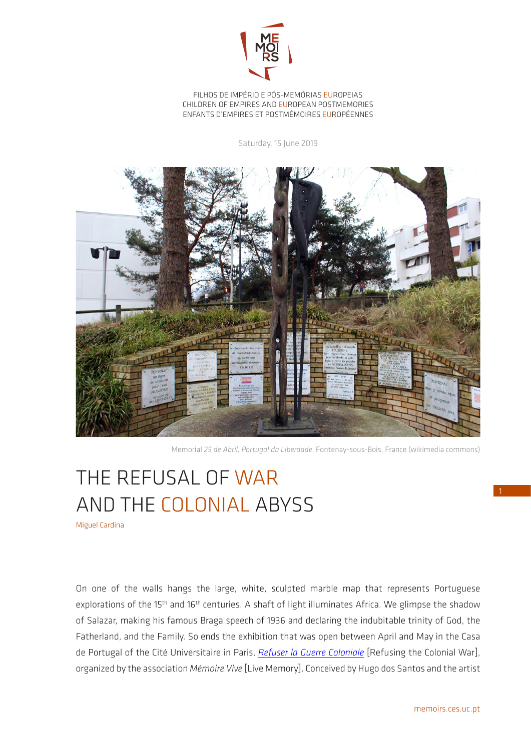FILHOS DE IMPÉRIO E PÓS-MEMÓRIAS EUROPEIAS
CHILDREN OF EMPIRES AND EUROPEAN POSTMEMORIES
ENFANTS D'EMPIRES ET POSTMÉMOIRES EUROPÉENNES

Saturday, 15 June 2019

Memorial *25 de Abril, Portugal da Liberdade*, Fontenay-sous-Bois, France (wikimedia commons)

# THE REFUSAL OF WAR AND THE COLONIAL ABYSS

Miguel Cardina

On one of the walls hangs the large, white, sculpted marble map that represents Portuguese explorations of the 15th and 16th centuries. A shaft of light illuminates Africa. We glimpse the shadow of Salazar, making his famous Braga speech of 1936 and declaring the indubitable trinity of God, the Fatherland, and the Family. So ends the exhibition that was open between April and May in the Casa de Portugal of the Cité Universitaire in Paris, *Refuser la Guerre Coloniale* [Refusing the Colonial War], organized by the association *Mémoire Vive* [Live Memory]. Conceived by Hugo dos Santos and the artist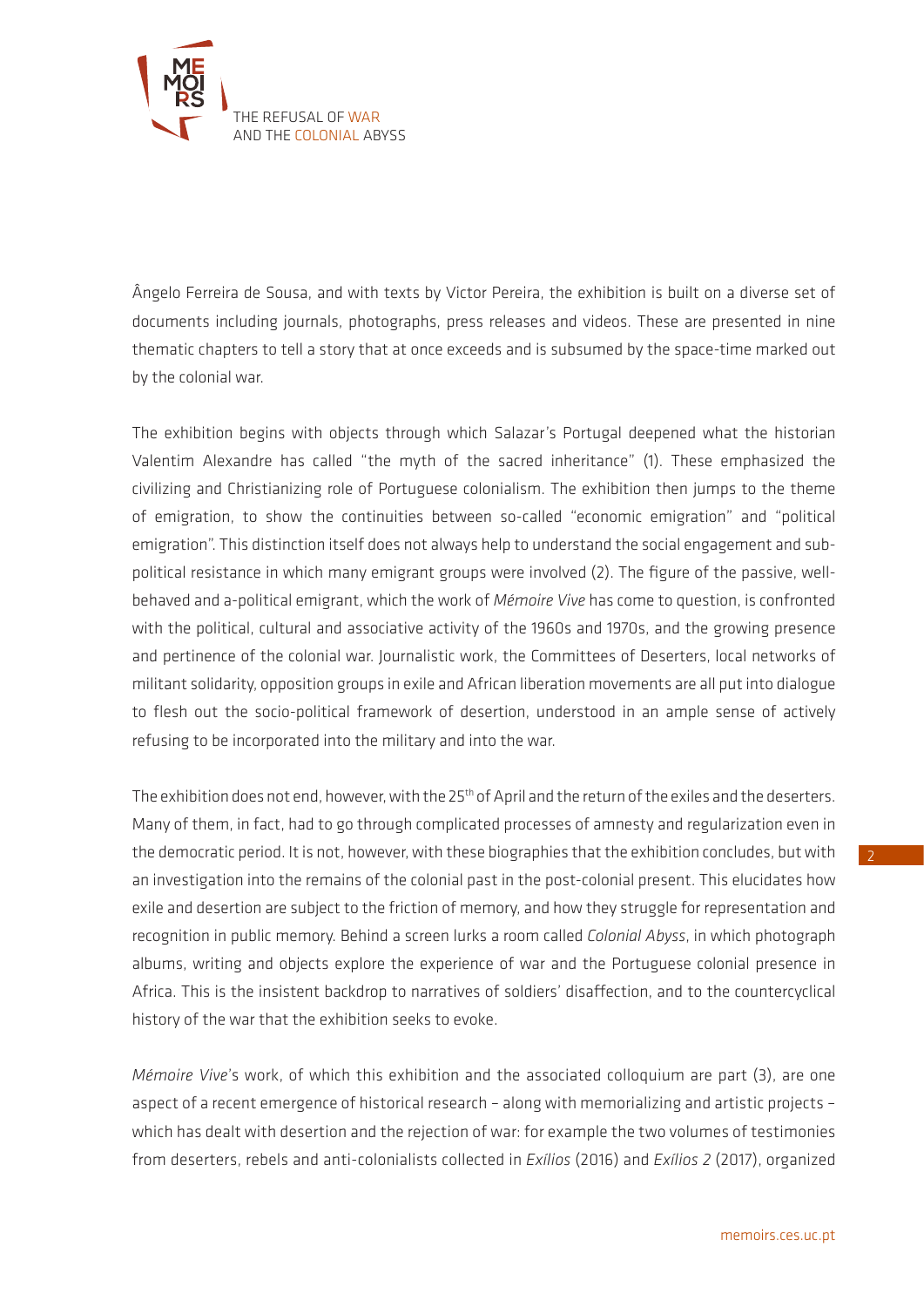Ângelo Ferreira de Sousa, and with texts by Victor Pereira, the exhibition is built on a diverse set of documents including journals, photographs, press releases and videos. These are presented in nine thematic chapters to tell a story that at once exceeds and is subsumed by the space-time marked out by the colonial war.

The exhibition begins with objects through which Salazar's Portugal deepened what the historian Valentim Alexandre has called "the myth of the sacred inheritance" (1). These emphasized the civilizing and Christianizing role of Portuguese colonialism. The exhibition then jumps to the theme of emigration, to show the continuities between so-called "economic emigration" and "political emigration". This distinction itself does not always help to understand the social engagement and sub-political resistance in which many emigrant groups were involved (2). The figure of the passive, well-behaved and a-political emigrant, which the work of *Mémoire Vive* has come to question, is confronted with the political, cultural and associative activity of the 1960s and 1970s, and the growing presence and pertinence of the colonial war. Journalistic work, the Committees of Deserters, local networks of militant solidarity, opposition groups in exile and African liberation movements are all put into dialogue to flesh out the socio-political framework of desertion, understood in an ample sense of actively refusing to be incorporated into the military and into the war.

The exhibition does not end, however, with the 25th of April and the return of the exiles and the deserters. Many of them, in fact, had to go through complicated processes of amnesty and regularization even in the democratic period. It is not, however, with these biographies that the exhibition concludes, but with an investigation into the remains of the colonial past in the post-colonial present. This elucidates how exile and desertion are subject to the friction of memory, and how they struggle for representation and recognition in public memory. Behind a screen lurks a room called *Colonial Abyss*, in which photograph albums, writing and objects explore the experience of war and the Portuguese colonial presence in Africa. This is the insistent backdrop to narratives of soldiers' disaffection, and to the countercyclical history of the war that the exhibition seeks to evoke.

*Mémoire Vive*'s work, of which this exhibition and the associated colloquium are part (3), are one aspect of a recent emergence of historical research – along with memorializing and artistic projects – which has dealt with desertion and the rejection of war: for example the two volumes of testimonies from deserters, rebels and anti-colonialists collected in *Exílios* (2016) and *Exílios 2* (2017), organized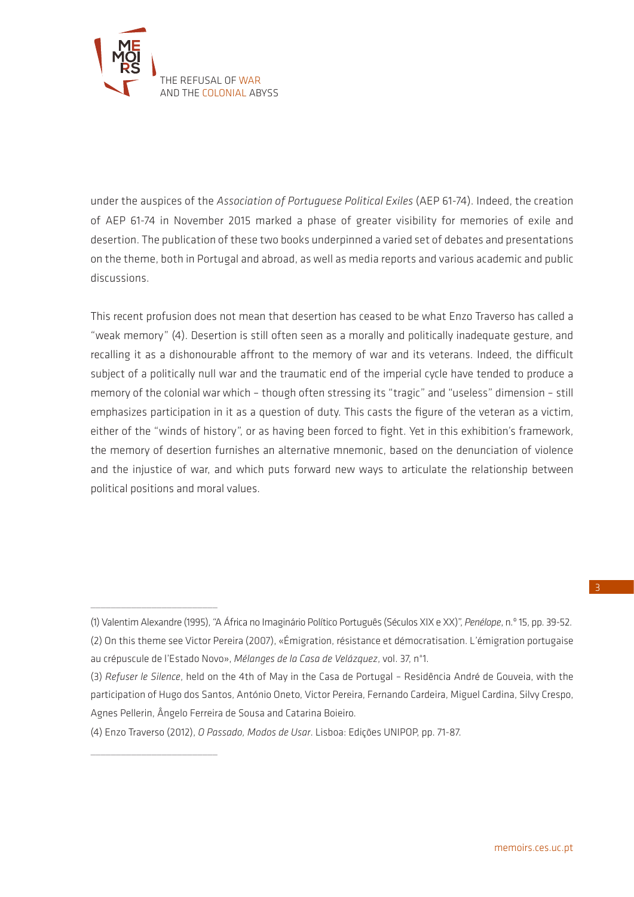under the auspices of the *Association of Portuguese Political Exiles* (AEP 61-74). Indeed, the creation of AEP 61-74 in November 2015 marked a phase of greater visibility for memories of exile and desertion. The publication of these two books underpinned a varied set of debates and presentations on the theme, both in Portugal and abroad, as well as media reports and various academic and public discussions.

This recent profusion does not mean that desertion has ceased to be what Enzo Traverso has called a "weak memory" (4). Desertion is still often seen as a morally and politically inadequate gesture, and recalling it as a dishonourable affront to the memory of war and its veterans. Indeed, the difficult subject of a politically null war and the traumatic end of the imperial cycle have tended to produce a memory of the colonial war which – though often stressing its "tragic" and "useless" dimension – still emphasizes participation in it as a question of duty. This casts the figure of the veteran as a victim, either of the "winds of history", or as having been forced to fight. Yet in this exhibition's framework, the memory of desertion furnishes an alternative mnemonic, based on the denunciation of violence and the injustice of war, and which puts forward new ways to articulate the relationship between political positions and moral values.

---

(1) Valentim Alexandre (1995), "A África no Imaginário Político Português (Séculos XIX e XX)", *Penélope*, n.º 15, pp. 39-52.

(2) On this theme see Victor Pereira (2007), «Émigration, résistance et démocratisation. L'émigration portugaise au crépuscule de l'Estado Novo», *Mélanges de la Casa de Velázquez*, vol. 37, n°1.

(3) *Refuser le Silence*, held on the 4th of May in the Casa de Portugal – Residência André de Gouveia, with the participation of Hugo dos Santos, António Oneto, Victor Pereira, Fernando Cardeira, Miguel Cardina, Silvy Crespo, Agnes Pellerin, Ângelo Ferreira de Sousa and Catarina Boieiro.

(4) Enzo Traverso (2012), *O Passado, Modos de Usar*. Lisboa: Edições UNIPOP, pp. 71-87.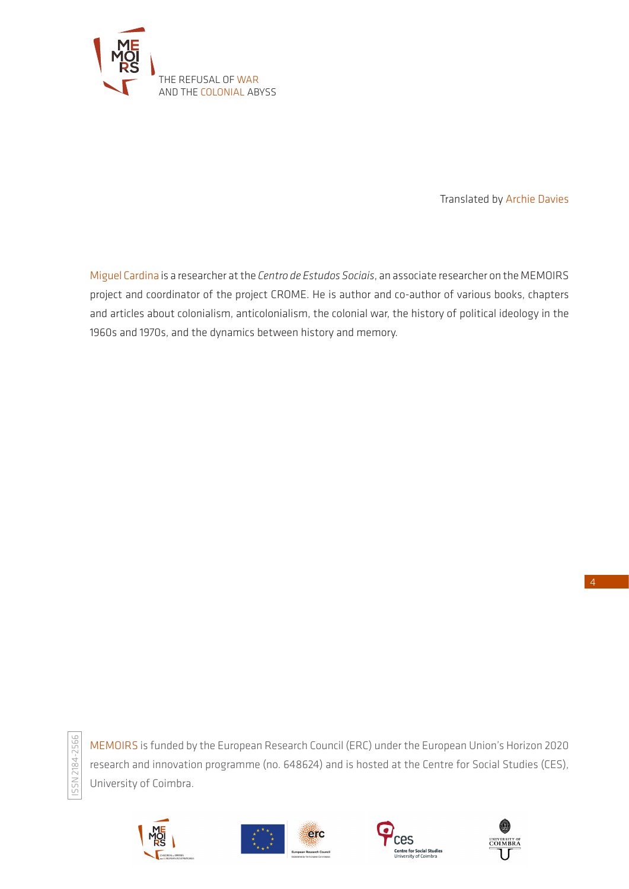Translated by Archie Davies

Miguel Cardina is a researcher at the *Centro de Estudos Sociais*, an associate researcher on the MEMOIRS project and coordinator of the project CROME. He is author and co-author of various books, chapters and articles about colonialism, anticolonialism, the colonial war, the history of political ideology in the 1960s and 1970s, and the dynamics between history and memory.

ISSN 2184-2566

MEMOIRS is funded by the European Research Council (ERC) under the European Union's Horizon 2020 research and innovation programme (no. 648624) and is hosted at the Centre for Social Studies (CES), University of Coimbra.